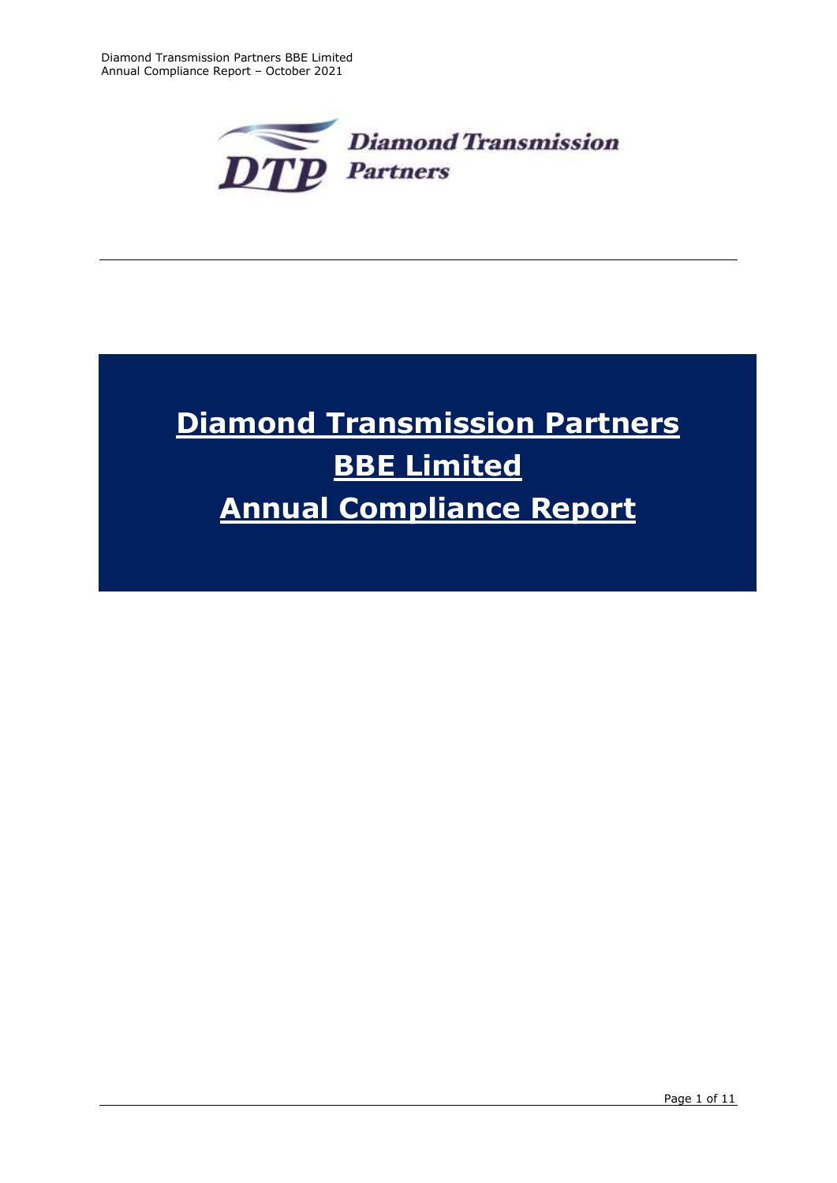# Diamond Transmission Partners BBE Limited Annual Compliance Report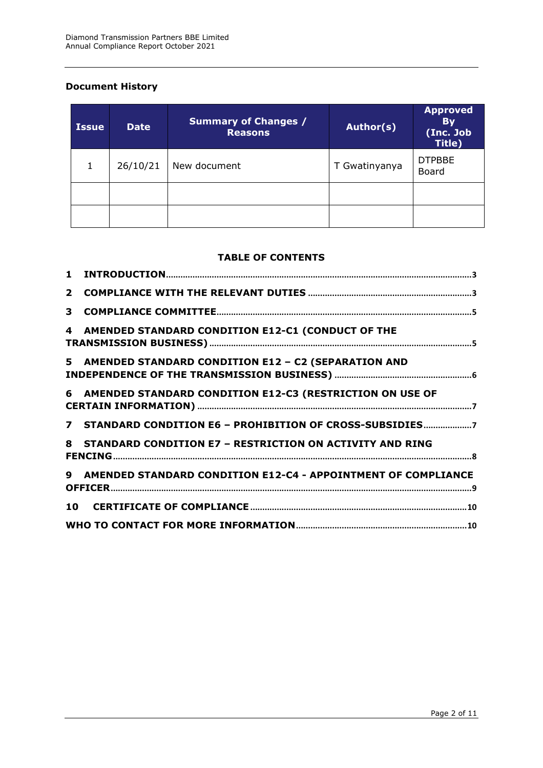**Document History**

| Issue | Date | Summary of Changes / Reasons | Author(s) | Approved By (Inc. Job Title) |
|---|---|---|---|---|
| 1 | 26/10/21 | New document | T Gwatinyanya | DTPBBE Board |
| | | | | |
| | | | | |

**TABLE OF CONTENTS**

1 INTRODUCTION ..... 3

2 COMPLIANCE WITH THE RELEVANT DUTIES ..... 3

3 COMPLIANCE COMMITTEE ..... 5

4 AMENDED STANDARD CONDITION E12-C1 (CONDUCT OF THE TRANSMISSION BUSINESS) ..... 5

5 AMENDED STANDARD CONDITION E12 – C2 (SEPARATION AND INDEPENDENCE OF THE TRANSMISSION BUSINESS) ..... 6

6 AMENDED STANDARD CONDITION E12-C3 (RESTRICTION ON USE OF CERTAIN INFORMATION) ..... 7

7 STANDARD CONDITION E6 – PROHIBITION OF CROSS-SUBSIDIES ..... 7

8 STANDARD CONDITION E7 – RESTRICTION ON ACTIVITY AND RING FENCING ..... 8

9 AMENDED STANDARD CONDITION E12-C4 - APPOINTMENT OF COMPLIANCE OFFICER ..... 9

10 CERTIFICATE OF COMPLIANCE ..... 10

WHO TO CONTACT FOR MORE INFORMATION ..... 10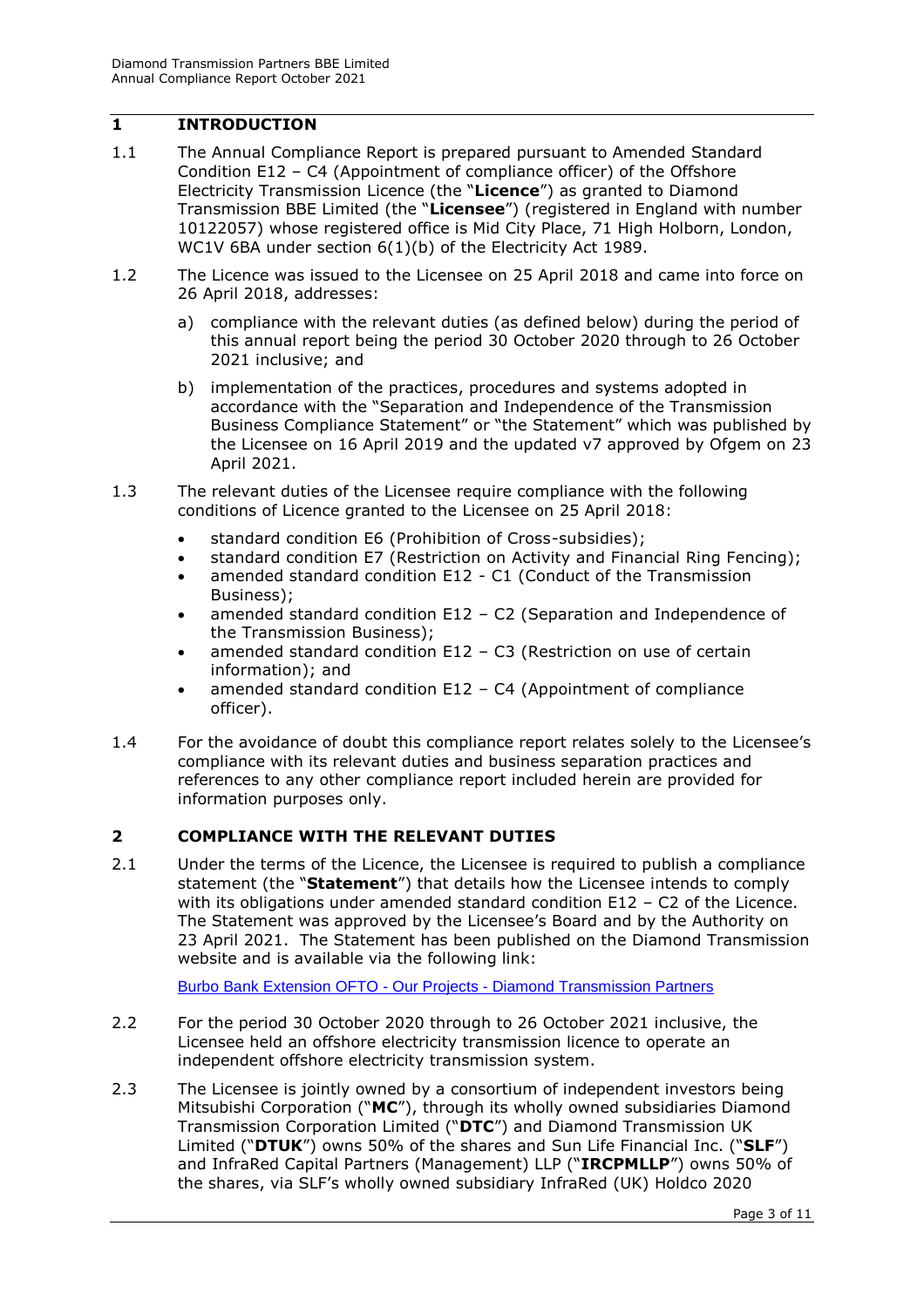## 1 INTRODUCTION

1.1 The Annual Compliance Report is prepared pursuant to Amended Standard Condition E12 – C4 (Appointment of compliance officer) of the Offshore Electricity Transmission Licence (the "**Licence**") as granted to Diamond Transmission BBE Limited (the "**Licensee**") (registered in England with number 10122057) whose registered office is Mid City Place, 71 High Holborn, London, WC1V 6BA under section 6(1)(b) of the Electricity Act 1989.

1.2 The Licence was issued to the Licensee on 25 April 2018 and came into force on 26 April 2018, addresses:

a) compliance with the relevant duties (as defined below) during the period of this annual report being the period 30 October 2020 through to 26 October 2021 inclusive; and

b) implementation of the practices, procedures and systems adopted in accordance with the "Separation and Independence of the Transmission Business Compliance Statement" or "the Statement" which was published by the Licensee on 16 April 2019 and the updated v7 approved by Ofgem on 23 April 2021.

1.3 The relevant duties of the Licensee require compliance with the following conditions of Licence granted to the Licensee on 25 April 2018:

- standard condition E6 (Prohibition of Cross-subsidies);
- standard condition E7 (Restriction on Activity and Financial Ring Fencing);
- amended standard condition E12 - C1 (Conduct of the Transmission Business);
- amended standard condition E12 – C2 (Separation and Independence of the Transmission Business);
- amended standard condition E12 – C3 (Restriction on use of certain information); and
- amended standard condition E12 – C4 (Appointment of compliance officer).

1.4 For the avoidance of doubt this compliance report relates solely to the Licensee's compliance with its relevant duties and business separation practices and references to any other compliance report included herein are provided for information purposes only.

## 2 COMPLIANCE WITH THE RELEVANT DUTIES

2.1 Under the terms of the Licence, the Licensee is required to publish a compliance statement (the "**Statement**") that details how the Licensee intends to comply with its obligations under amended standard condition E12 – C2 of the Licence. The Statement was approved by the Licensee's Board and by the Authority on 23 April 2021. The Statement has been published on the Diamond Transmission website and is available via the following link:

Burbo Bank Extension OFTO - Our Projects - Diamond Transmission Partners

2.2 For the period 30 October 2020 through to 26 October 2021 inclusive, the Licensee held an offshore electricity transmission licence to operate an independent offshore electricity transmission system.

2.3 The Licensee is jointly owned by a consortium of independent investors being Mitsubishi Corporation ("**MC**"), through its wholly owned subsidiaries Diamond Transmission Corporation Limited ("**DTC**") and Diamond Transmission UK Limited ("**DTUK**") owns 50% of the shares and Sun Life Financial Inc. ("**SLF**") and InfraRed Capital Partners (Management) LLP ("**IRCPMLLP**") owns 50% of the shares, via SLF's wholly owned subsidiary InfraRed (UK) Holdco 2020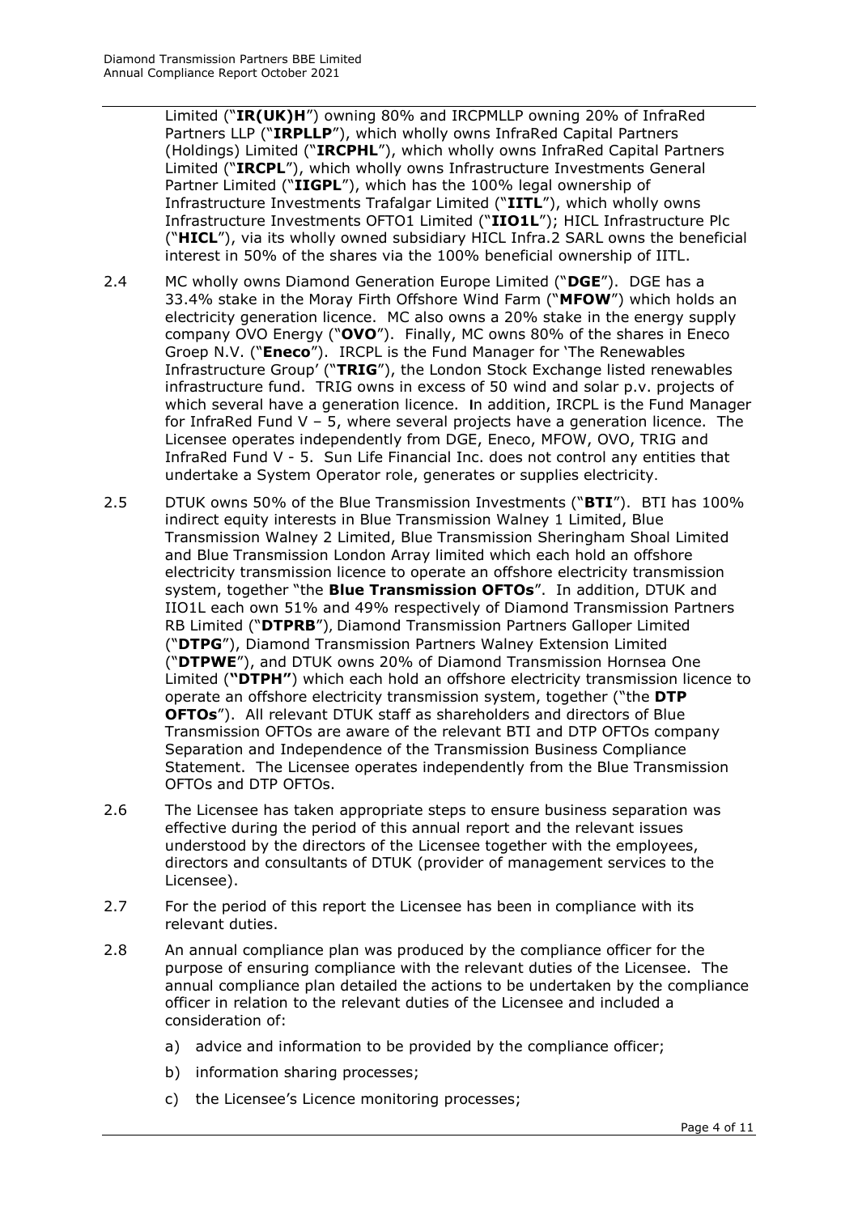Limited ("**IR(UK)H**") owning 80% and IRCPMLLP owning 20% of InfraRed Partners LLP ("**IRPLLP**"), which wholly owns InfraRed Capital Partners (Holdings) Limited ("**IRCPHL**"), which wholly owns InfraRed Capital Partners Limited ("**IRCPL**"), which wholly owns Infrastructure Investments General Partner Limited ("**IIGPL**"), which has the 100% legal ownership of Infrastructure Investments Trafalgar Limited ("**IITL**"), which wholly owns Infrastructure Investments OFTO1 Limited ("**IIO1L**"); HICL Infrastructure Plc ("**HICL**"), via its wholly owned subsidiary HICL Infra.2 SARL owns the beneficial interest in 50% of the shares via the 100% beneficial ownership of IITL.

2.4 MC wholly owns Diamond Generation Europe Limited ("**DGE**"). DGE has a 33.4% stake in the Moray Firth Offshore Wind Farm ("**MFOW**") which holds an electricity generation licence. MC also owns a 20% stake in the energy supply company OVO Energy ("**OVO**"). Finally, MC owns 80% of the shares in Eneco Groep N.V. ("**Eneco**"). IRCPL is the Fund Manager for 'The Renewables Infrastructure Group' ("**TRIG**"), the London Stock Exchange listed renewables infrastructure fund. TRIG owns in excess of 50 wind and solar p.v. projects of which several have a generation licence. In addition, IRCPL is the Fund Manager for InfraRed Fund V – 5, where several projects have a generation licence. The Licensee operates independently from DGE, Eneco, MFOW, OVO, TRIG and InfraRed Fund V - 5. Sun Life Financial Inc. does not control any entities that undertake a System Operator role, generates or supplies electricity.

2.5 DTUK owns 50% of the Blue Transmission Investments ("**BTI**"). BTI has 100% indirect equity interests in Blue Transmission Walney 1 Limited, Blue Transmission Walney 2 Limited, Blue Transmission Sheringham Shoal Limited and Blue Transmission London Array limited which each hold an offshore electricity transmission licence to operate an offshore electricity transmission system, together "the **Blue Transmission OFTOs**". In addition, DTUK and IIO1L each own 51% and 49% respectively of Diamond Transmission Partners RB Limited ("**DTPRB**"), Diamond Transmission Partners Galloper Limited ("**DTPG**"), Diamond Transmission Partners Walney Extension Limited ("**DTPWE**"), and DTUK owns 20% of Diamond Transmission Hornsea One Limited (**"DTPH"**) which each hold an offshore electricity transmission licence to operate an offshore electricity transmission system, together ("the **DTP OFTOs**"). All relevant DTUK staff as shareholders and directors of Blue Transmission OFTOs are aware of the relevant BTI and DTP OFTOs company Separation and Independence of the Transmission Business Compliance Statement. The Licensee operates independently from the Blue Transmission OFTOs and DTP OFTOs.

2.6 The Licensee has taken appropriate steps to ensure business separation was effective during the period of this annual report and the relevant issues understood by the directors of the Licensee together with the employees, directors and consultants of DTUK (provider of management services to the Licensee).

2.7 For the period of this report the Licensee has been in compliance with its relevant duties.

2.8 An annual compliance plan was produced by the compliance officer for the purpose of ensuring compliance with the relevant duties of the Licensee. The annual compliance plan detailed the actions to be undertaken by the compliance officer in relation to the relevant duties of the Licensee and included a consideration of:

a) advice and information to be provided by the compliance officer;

b) information sharing processes;

c) the Licensee's Licence monitoring processes;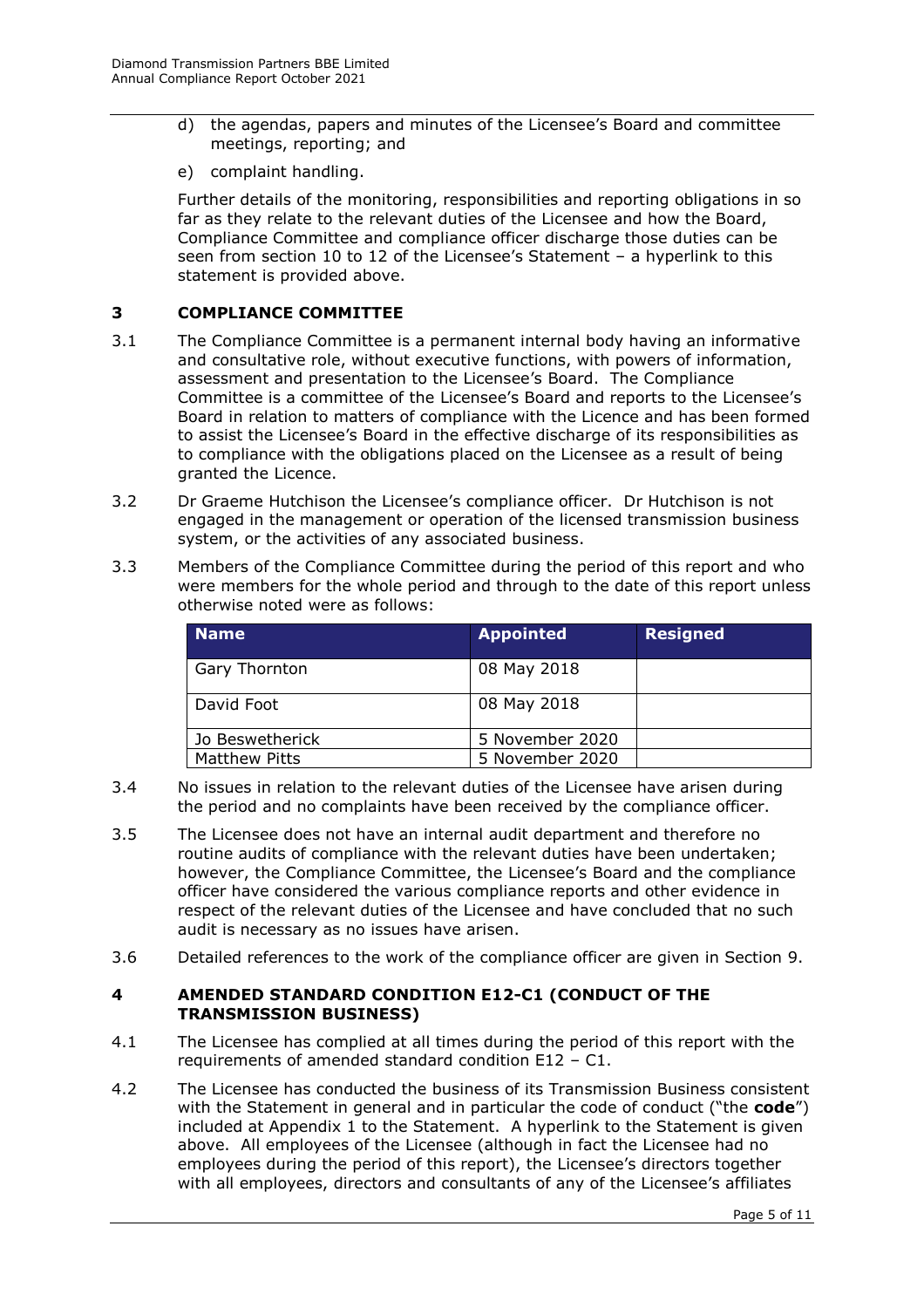d) the agendas, papers and minutes of the Licensee's Board and committee meetings, reporting; and

e) complaint handling.

Further details of the monitoring, responsibilities and reporting obligations in so far as they relate to the relevant duties of the Licensee and how the Board, Compliance Committee and compliance officer discharge those duties can be seen from section 10 to 12 of the Licensee's Statement – a hyperlink to this statement is provided above.

## 3 COMPLIANCE COMMITTEE

3.1 The Compliance Committee is a permanent internal body having an informative and consultative role, without executive functions, with powers of information, assessment and presentation to the Licensee's Board. The Compliance Committee is a committee of the Licensee's Board and reports to the Licensee's Board in relation to matters of compliance with the Licence and has been formed to assist the Licensee's Board in the effective discharge of its responsibilities as to compliance with the obligations placed on the Licensee as a result of being granted the Licence.

3.2 Dr Graeme Hutchison the Licensee's compliance officer. Dr Hutchison is not engaged in the management or operation of the licensed transmission business system, or the activities of any associated business.

3.3 Members of the Compliance Committee during the period of this report and who were members for the whole period and through to the date of this report unless otherwise noted were as follows:

| Name | Appointed | Resigned |
|---|---|---|
| Gary Thornton | 08 May 2018 | |
| David Foot | 08 May 2018 | |
| Jo Beswetherick | 5 November 2020 | |
| Matthew Pitts | 5 November 2020 | |

3.4 No issues in relation to the relevant duties of the Licensee have arisen during the period and no complaints have been received by the compliance officer.

3.5 The Licensee does not have an internal audit department and therefore no routine audits of compliance with the relevant duties have been undertaken; however, the Compliance Committee, the Licensee's Board and the compliance officer have considered the various compliance reports and other evidence in respect of the relevant duties of the Licensee and have concluded that no such audit is necessary as no issues have arisen.

3.6 Detailed references to the work of the compliance officer are given in Section 9.

## 4 AMENDED STANDARD CONDITION E12-C1 (CONDUCT OF THE TRANSMISSION BUSINESS)

4.1 The Licensee has complied at all times during the period of this report with the requirements of amended standard condition E12 – C1.

4.2 The Licensee has conducted the business of its Transmission Business consistent with the Statement in general and in particular the code of conduct ("the **code**") included at Appendix 1 to the Statement. A hyperlink to the Statement is given above. All employees of the Licensee (although in fact the Licensee had no employees during the period of this report), the Licensee's directors together with all employees, directors and consultants of any of the Licensee's affiliates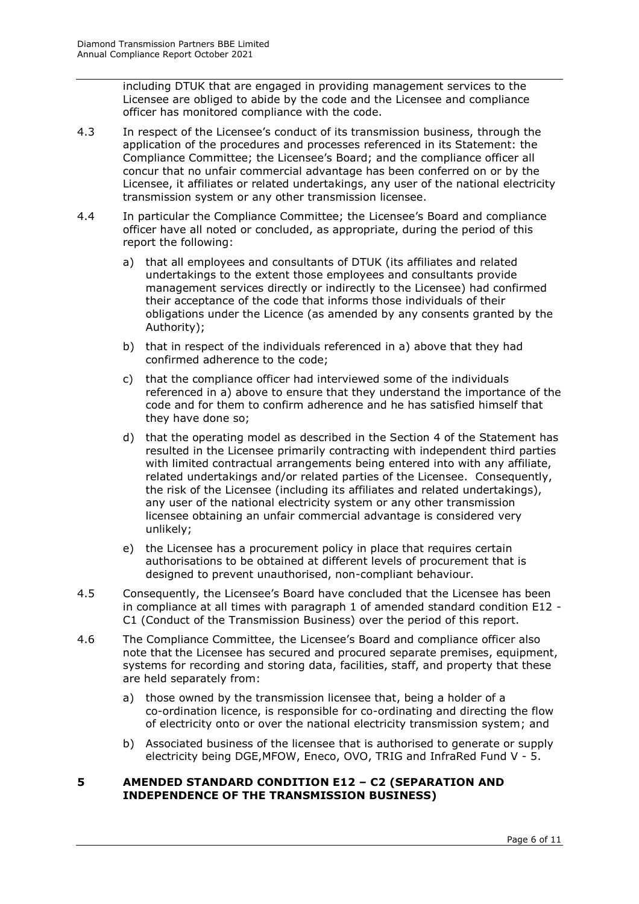including DTUK that are engaged in providing management services to the Licensee are obliged to abide by the code and the Licensee and compliance officer has monitored compliance with the code.

4.3 In respect of the Licensee's conduct of its transmission business, through the application of the procedures and processes referenced in its Statement: the Compliance Committee; the Licensee's Board; and the compliance officer all concur that no unfair commercial advantage has been conferred on or by the Licensee, it affiliates or related undertakings, any user of the national electricity transmission system or any other transmission licensee.

4.4 In particular the Compliance Committee; the Licensee's Board and compliance officer have all noted or concluded, as appropriate, during the period of this report the following:

a) that all employees and consultants of DTUK (its affiliates and related undertakings to the extent those employees and consultants provide management services directly or indirectly to the Licensee) had confirmed their acceptance of the code that informs those individuals of their obligations under the Licence (as amended by any consents granted by the Authority);

b) that in respect of the individuals referenced in a) above that they had confirmed adherence to the code;

c) that the compliance officer had interviewed some of the individuals referenced in a) above to ensure that they understand the importance of the code and for them to confirm adherence and he has satisfied himself that they have done so;

d) that the operating model as described in the Section 4 of the Statement has resulted in the Licensee primarily contracting with independent third parties with limited contractual arrangements being entered into with any affiliate, related undertakings and/or related parties of the Licensee. Consequently, the risk of the Licensee (including its affiliates and related undertakings), any user of the national electricity system or any other transmission licensee obtaining an unfair commercial advantage is considered very unlikely;

e) the Licensee has a procurement policy in place that requires certain authorisations to be obtained at different levels of procurement that is designed to prevent unauthorised, non-compliant behaviour.

4.5 Consequently, the Licensee's Board have concluded that the Licensee has been in compliance at all times with paragraph 1 of amended standard condition E12 - C1 (Conduct of the Transmission Business) over the period of this report.

4.6 The Compliance Committee, the Licensee's Board and compliance officer also note that the Licensee has secured and procured separate premises, equipment, systems for recording and storing data, facilities, staff, and property that these are held separately from:

a) those owned by the transmission licensee that, being a holder of a co-ordination licence, is responsible for co-ordinating and directing the flow of electricity onto or over the national electricity transmission system; and

b) Associated business of the licensee that is authorised to generate or supply electricity being DGE,MFOW, Eneco, OVO, TRIG and InfraRed Fund V - 5.

## 5 AMENDED STANDARD CONDITION E12 – C2 (SEPARATION AND INDEPENDENCE OF THE TRANSMISSION BUSINESS)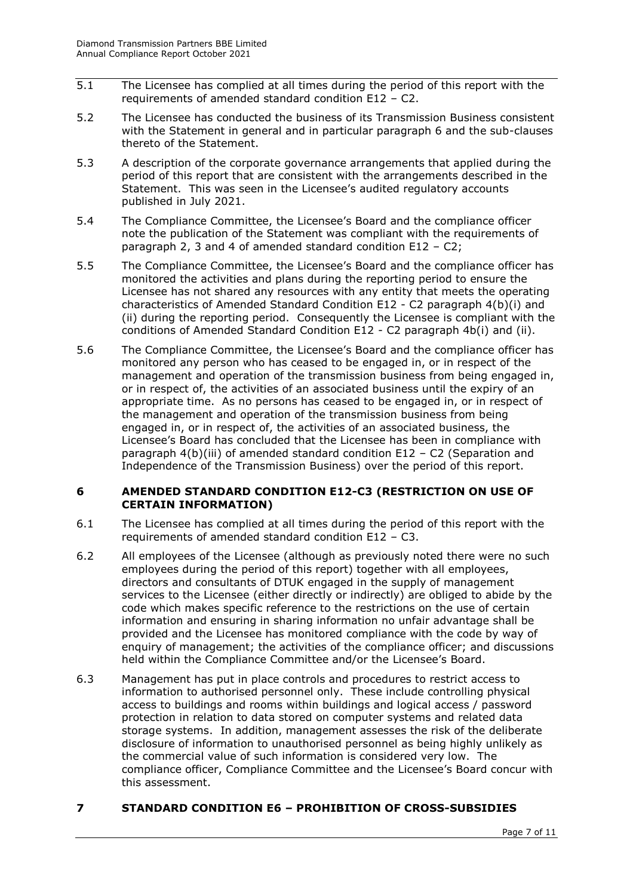5.1 The Licensee has complied at all times during the period of this report with the requirements of amended standard condition E12 – C2.

5.2 The Licensee has conducted the business of its Transmission Business consistent with the Statement in general and in particular paragraph 6 and the sub-clauses thereto of the Statement.

5.3 A description of the corporate governance arrangements that applied during the period of this report that are consistent with the arrangements described in the Statement. This was seen in the Licensee's audited regulatory accounts published in July 2021.

5.4 The Compliance Committee, the Licensee's Board and the compliance officer note the publication of the Statement was compliant with the requirements of paragraph 2, 3 and 4 of amended standard condition E12 – C2;

5.5 The Compliance Committee, the Licensee's Board and the compliance officer has monitored the activities and plans during the reporting period to ensure the Licensee has not shared any resources with any entity that meets the operating characteristics of Amended Standard Condition E12 - C2 paragraph 4(b)(i) and (ii) during the reporting period. Consequently the Licensee is compliant with the conditions of Amended Standard Condition E12 - C2 paragraph 4b(i) and (ii).

5.6 The Compliance Committee, the Licensee's Board and the compliance officer has monitored any person who has ceased to be engaged in, or in respect of the management and operation of the transmission business from being engaged in, or in respect of, the activities of an associated business until the expiry of an appropriate time. As no persons has ceased to be engaged in, or in respect of the management and operation of the transmission business from being engaged in, or in respect of, the activities of an associated business, the Licensee's Board has concluded that the Licensee has been in compliance with paragraph 4(b)(iii) of amended standard condition E12 – C2 (Separation and Independence of the Transmission Business) over the period of this report.

## 6 AMENDED STANDARD CONDITION E12-C3 (RESTRICTION ON USE OF CERTAIN INFORMATION)

6.1 The Licensee has complied at all times during the period of this report with the requirements of amended standard condition E12 – C3.

6.2 All employees of the Licensee (although as previously noted there were no such employees during the period of this report) together with all employees, directors and consultants of DTUK engaged in the supply of management services to the Licensee (either directly or indirectly) are obliged to abide by the code which makes specific reference to the restrictions on the use of certain information and ensuring in sharing information no unfair advantage shall be provided and the Licensee has monitored compliance with the code by way of enquiry of management; the activities of the compliance officer; and discussions held within the Compliance Committee and/or the Licensee's Board.

6.3 Management has put in place controls and procedures to restrict access to information to authorised personnel only. These include controlling physical access to buildings and rooms within buildings and logical access / password protection in relation to data stored on computer systems and related data storage systems. In addition, management assesses the risk of the deliberate disclosure of information to unauthorised personnel as being highly unlikely as the commercial value of such information is considered very low. The compliance officer, Compliance Committee and the Licensee's Board concur with this assessment.

## 7 STANDARD CONDITION E6 – PROHIBITION OF CROSS-SUBSIDIES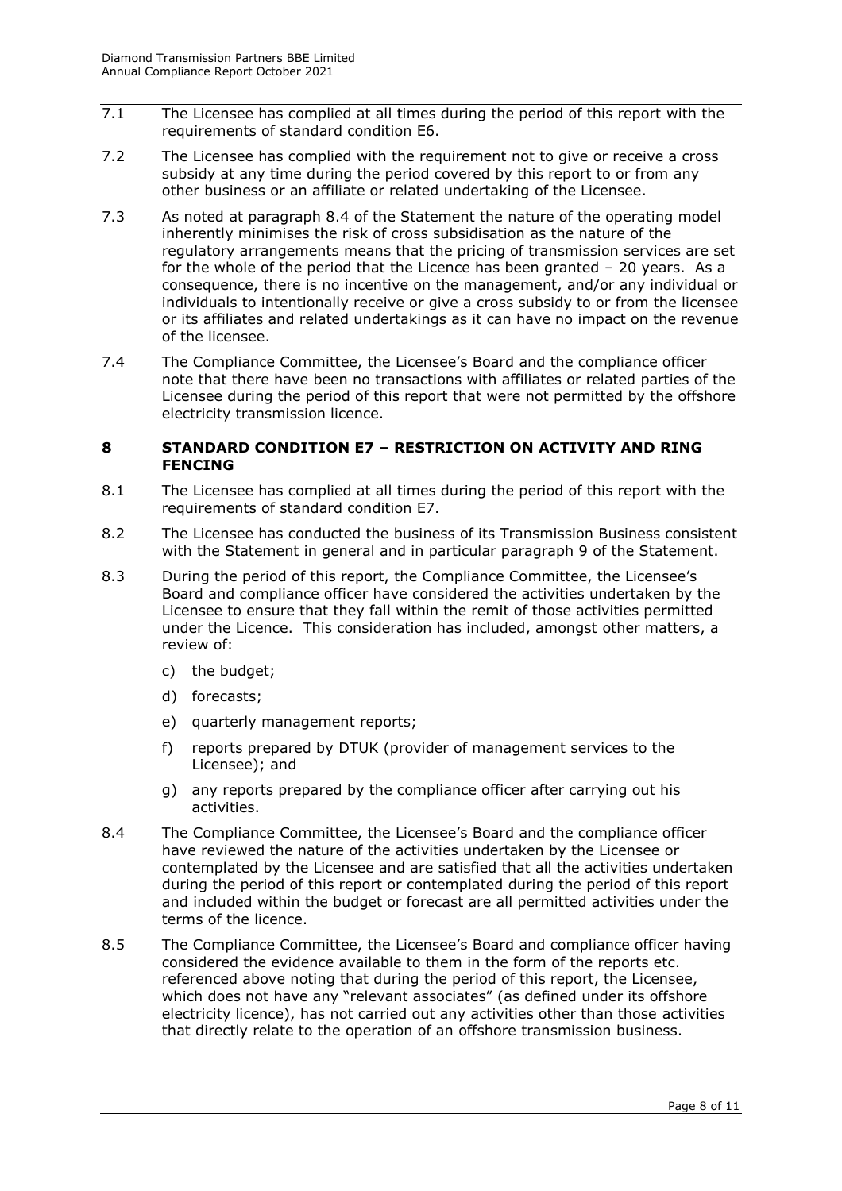7.1 The Licensee has complied at all times during the period of this report with the requirements of standard condition E6.

7.2 The Licensee has complied with the requirement not to give or receive a cross subsidy at any time during the period covered by this report to or from any other business or an affiliate or related undertaking of the Licensee.

7.3 As noted at paragraph 8.4 of the Statement the nature of the operating model inherently minimises the risk of cross subsidisation as the nature of the regulatory arrangements means that the pricing of transmission services are set for the whole of the period that the Licence has been granted – 20 years. As a consequence, there is no incentive on the management, and/or any individual or individuals to intentionally receive or give a cross subsidy to or from the licensee or its affiliates and related undertakings as it can have no impact on the revenue of the licensee.

7.4 The Compliance Committee, the Licensee's Board and the compliance officer note that there have been no transactions with affiliates or related parties of the Licensee during the period of this report that were not permitted by the offshore electricity transmission licence.

## 8 STANDARD CONDITION E7 – RESTRICTION ON ACTIVITY AND RING FENCING

8.1 The Licensee has complied at all times during the period of this report with the requirements of standard condition E7.

8.2 The Licensee has conducted the business of its Transmission Business consistent with the Statement in general and in particular paragraph 9 of the Statement.

8.3 During the period of this report, the Compliance Committee, the Licensee's Board and compliance officer have considered the activities undertaken by the Licensee to ensure that they fall within the remit of those activities permitted under the Licence. This consideration has included, amongst other matters, a review of:

c) the budget;

d) forecasts;

e) quarterly management reports;

f) reports prepared by DTUK (provider of management services to the Licensee); and

g) any reports prepared by the compliance officer after carrying out his activities.

8.4 The Compliance Committee, the Licensee's Board and the compliance officer have reviewed the nature of the activities undertaken by the Licensee or contemplated by the Licensee and are satisfied that all the activities undertaken during the period of this report or contemplated during the period of this report and included within the budget or forecast are all permitted activities under the terms of the licence.

8.5 The Compliance Committee, the Licensee's Board and compliance officer having considered the evidence available to them in the form of the reports etc. referenced above noting that during the period of this report, the Licensee, which does not have any "relevant associates" (as defined under its offshore electricity licence), has not carried out any activities other than those activities that directly relate to the operation of an offshore transmission business.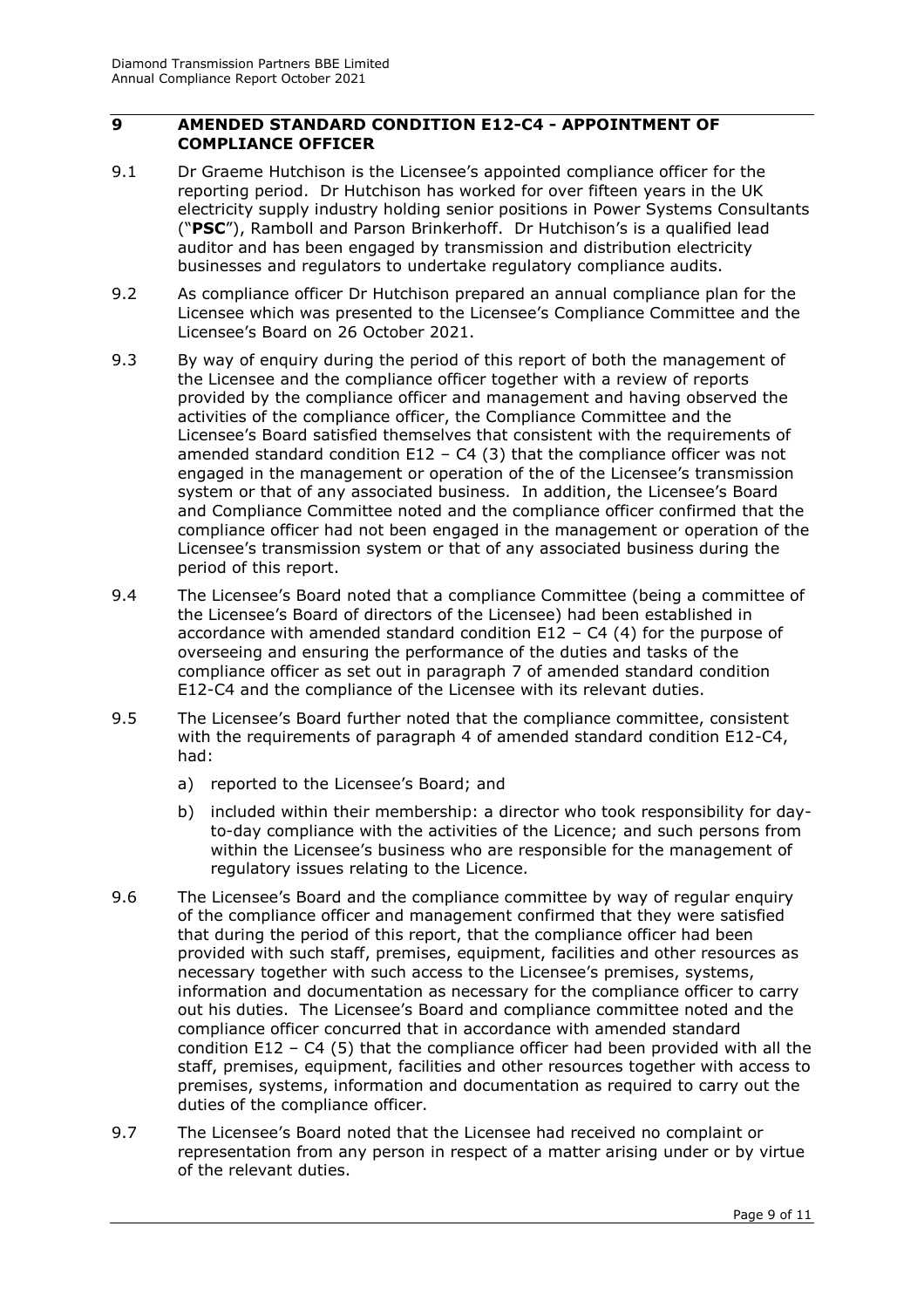## 9 AMENDED STANDARD CONDITION E12-C4 - APPOINTMENT OF COMPLIANCE OFFICER

9.1 Dr Graeme Hutchison is the Licensee's appointed compliance officer for the reporting period. Dr Hutchison has worked for over fifteen years in the UK electricity supply industry holding senior positions in Power Systems Consultants ("**PSC**"), Ramboll and Parson Brinkerhoff. Dr Hutchison's is a qualified lead auditor and has been engaged by transmission and distribution electricity businesses and regulators to undertake regulatory compliance audits.

9.2 As compliance officer Dr Hutchison prepared an annual compliance plan for the Licensee which was presented to the Licensee's Compliance Committee and the Licensee's Board on 26 October 2021.

9.3 By way of enquiry during the period of this report of both the management of the Licensee and the compliance officer together with a review of reports provided by the compliance officer and management and having observed the activities of the compliance officer, the Compliance Committee and the Licensee's Board satisfied themselves that consistent with the requirements of amended standard condition E12 – C4 (3) that the compliance officer was not engaged in the management or operation of the of the Licensee's transmission system or that of any associated business. In addition, the Licensee's Board and Compliance Committee noted and the compliance officer confirmed that the compliance officer had not been engaged in the management or operation of the Licensee's transmission system or that of any associated business during the period of this report.

9.4 The Licensee's Board noted that a compliance Committee (being a committee of the Licensee's Board of directors of the Licensee) had been established in accordance with amended standard condition E12 – C4 (4) for the purpose of overseeing and ensuring the performance of the duties and tasks of the compliance officer as set out in paragraph 7 of amended standard condition E12-C4 and the compliance of the Licensee with its relevant duties.

9.5 The Licensee's Board further noted that the compliance committee, consistent with the requirements of paragraph 4 of amended standard condition E12-C4, had:

a) reported to the Licensee's Board; and

b) included within their membership: a director who took responsibility for day-to-day compliance with the activities of the Licence; and such persons from within the Licensee's business who are responsible for the management of regulatory issues relating to the Licence.

9.6 The Licensee's Board and the compliance committee by way of regular enquiry of the compliance officer and management confirmed that they were satisfied that during the period of this report, that the compliance officer had been provided with such staff, premises, equipment, facilities and other resources as necessary together with such access to the Licensee's premises, systems, information and documentation as necessary for the compliance officer to carry out his duties. The Licensee's Board and compliance committee noted and the compliance officer concurred that in accordance with amended standard condition E12 – C4 (5) that the compliance officer had been provided with all the staff, premises, equipment, facilities and other resources together with access to premises, systems, information and documentation as required to carry out the duties of the compliance officer.

9.7 The Licensee's Board noted that the Licensee had received no complaint or representation from any person in respect of a matter arising under or by virtue of the relevant duties.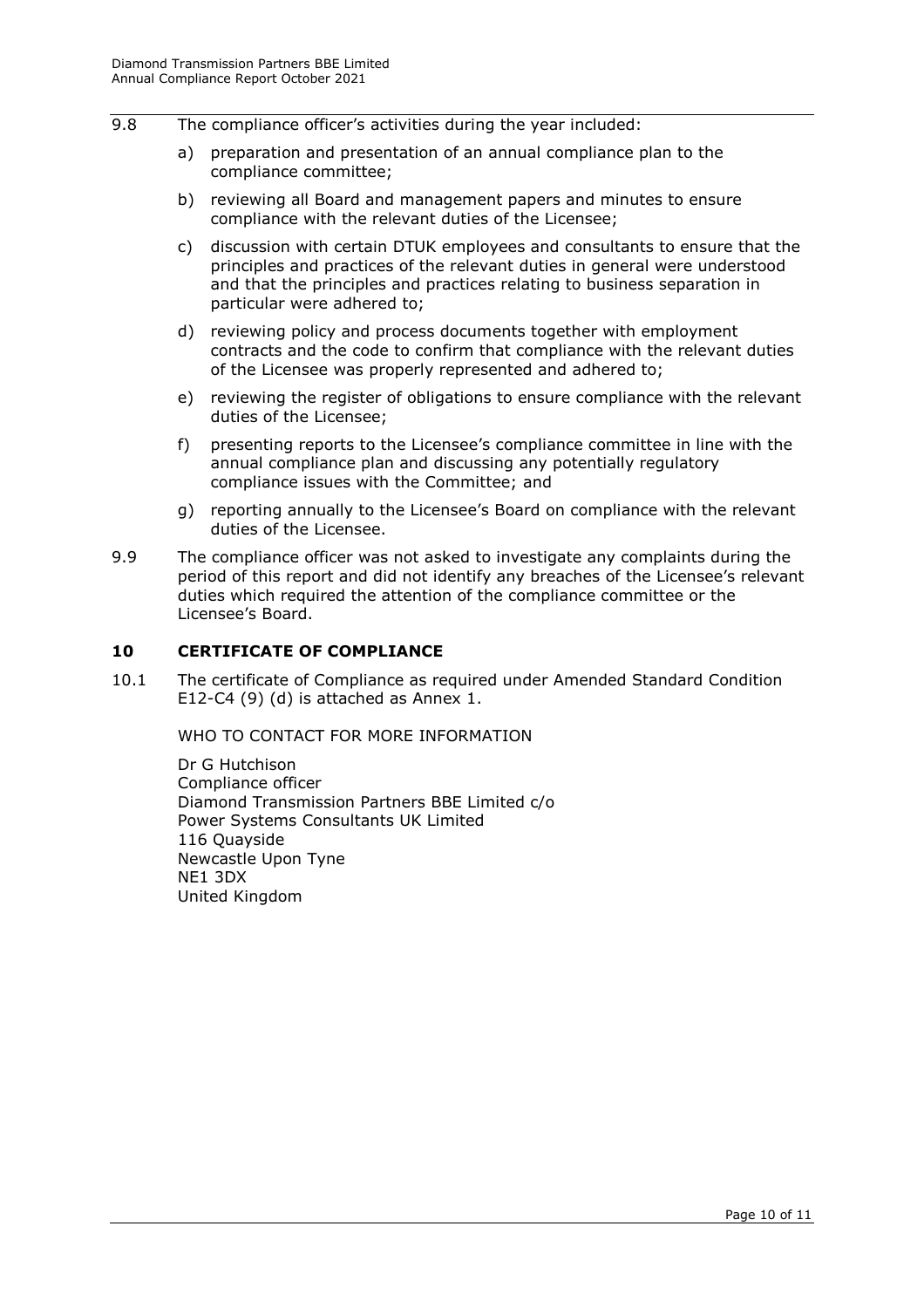9.8 The compliance officer's activities during the year included:

a) preparation and presentation of an annual compliance plan to the compliance committee;

b) reviewing all Board and management papers and minutes to ensure compliance with the relevant duties of the Licensee;

c) discussion with certain DTUK employees and consultants to ensure that the principles and practices of the relevant duties in general were understood and that the principles and practices relating to business separation in particular were adhered to;

d) reviewing policy and process documents together with employment contracts and the code to confirm that compliance with the relevant duties of the Licensee was properly represented and adhered to;

e) reviewing the register of obligations to ensure compliance with the relevant duties of the Licensee;

f) presenting reports to the Licensee's compliance committee in line with the annual compliance plan and discussing any potentially regulatory compliance issues with the Committee; and

g) reporting annually to the Licensee's Board on compliance with the relevant duties of the Licensee.

9.9 The compliance officer was not asked to investigate any complaints during the period of this report and did not identify any breaches of the Licensee's relevant duties which required the attention of the compliance committee or the Licensee's Board.

## 10 CERTIFICATE OF COMPLIANCE

10.1 The certificate of Compliance as required under Amended Standard Condition E12-C4 (9) (d) is attached as Annex 1.

WHO TO CONTACT FOR MORE INFORMATION

Dr G Hutchison
Compliance officer
Diamond Transmission Partners BBE Limited c/o
Power Systems Consultants UK Limited
116 Quayside
Newcastle Upon Tyne
NE1 3DX
United Kingdom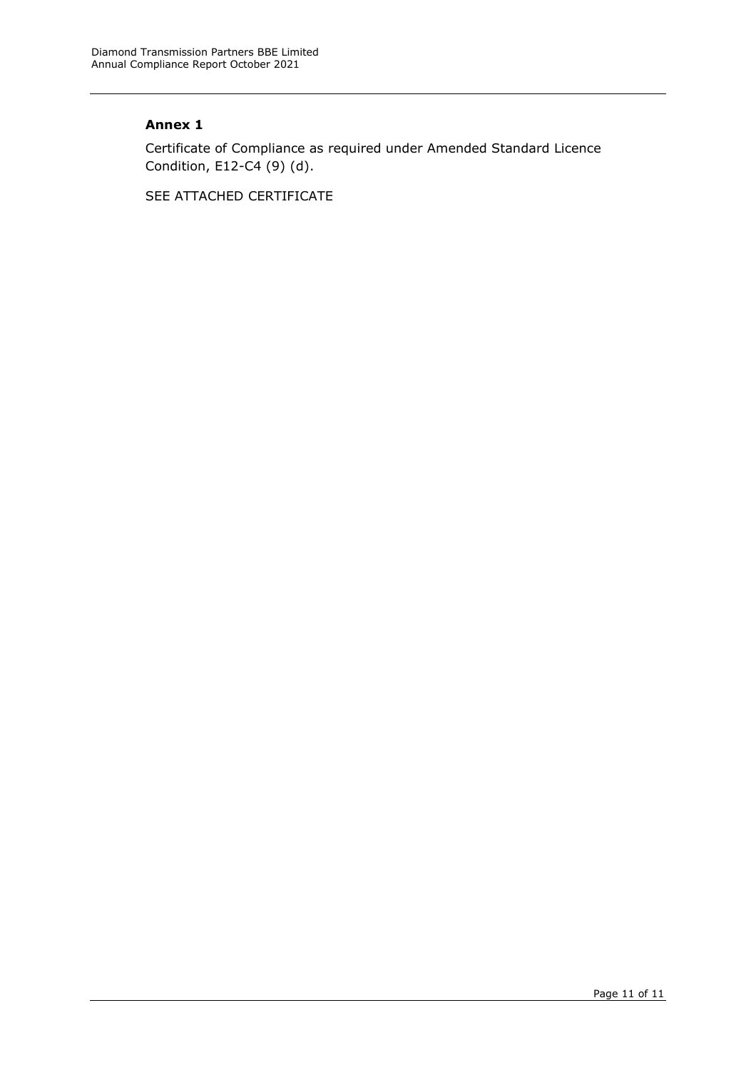**Annex 1**

Certificate of Compliance as required under Amended Standard Licence Condition, E12-C4 (9) (d).

SEE ATTACHED CERTIFICATE